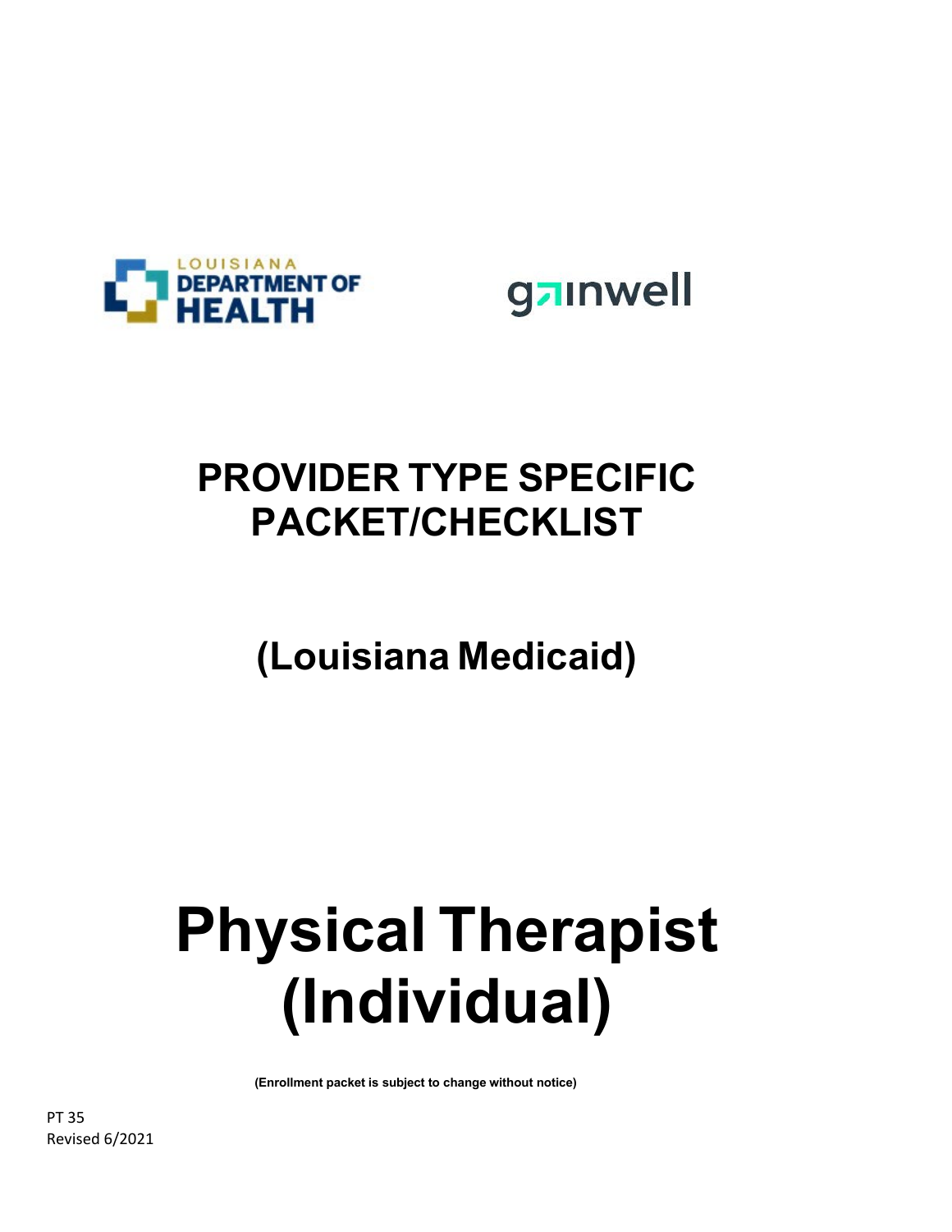LOUISIANA DEPARTMENT OF HEALTH

gainwell

# PROVIDER TYPE SPECIFIC PACKET/CHECKLIST

## (Louisiana Medicaid)

# Physical Therapist (Individual)

**(Enrollment packet is subject to change without notice)**

PT 35
Revised 6/2021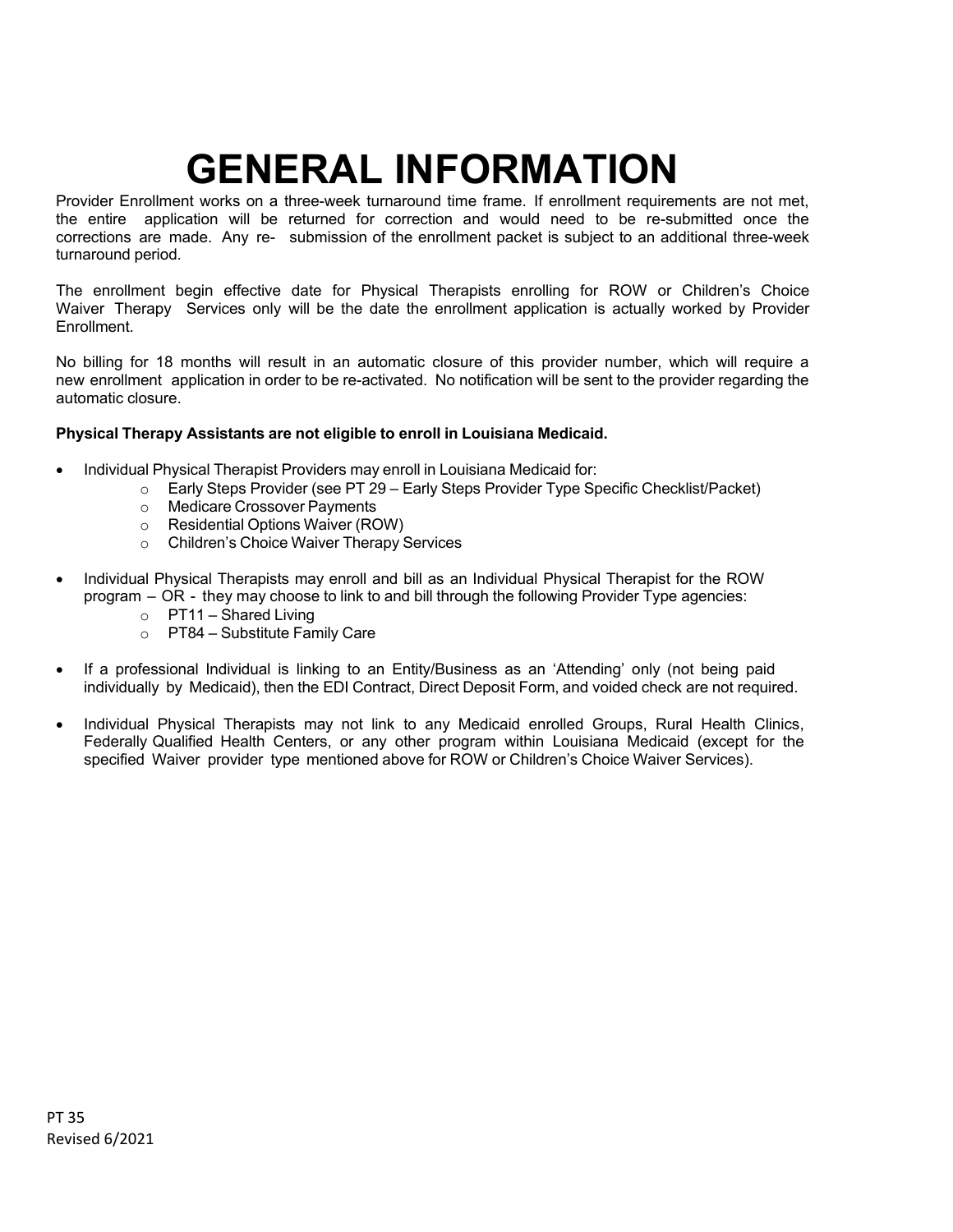# GENERAL INFORMATION

Provider Enrollment works on a three-week turnaround time frame. If enrollment requirements are not met, the entire application will be returned for correction and would need to be re-submitted once the corrections are made. Any re- submission of the enrollment packet is subject to an additional three-week turnaround period.

The enrollment begin effective date for Physical Therapists enrolling for ROW or Children's Choice Waiver Therapy Services only will be the date the enrollment application is actually worked by Provider Enrollment.

No billing for 18 months will result in an automatic closure of this provider number, which will require a new enrollment application in order to be re-activated. No notification will be sent to the provider regarding the automatic closure.

**Physical Therapy Assistants are not eligible to enroll in Louisiana Medicaid.**

- Individual Physical Therapist Providers may enroll in Louisiana Medicaid for:
  - Early Steps Provider (see PT 29 – Early Steps Provider Type Specific Checklist/Packet)
  - Medicare Crossover Payments
  - Residential Options Waiver (ROW)
  - Children's Choice Waiver Therapy Services
- Individual Physical Therapists may enroll and bill as an Individual Physical Therapist for the ROW program – OR - they may choose to link to and bill through the following Provider Type agencies:
  - PT11 – Shared Living
  - PT84 – Substitute Family Care
- If a professional Individual is linking to an Entity/Business as an 'Attending' only (not being paid individually by Medicaid), then the EDI Contract, Direct Deposit Form, and voided check are not required.
- Individual Physical Therapists may not link to any Medicaid enrolled Groups, Rural Health Clinics, Federally Qualified Health Centers, or any other program within Louisiana Medicaid (except for the specified Waiver provider type mentioned above for ROW or Children's Choice Waiver Services).

PT 35
Revised 6/2021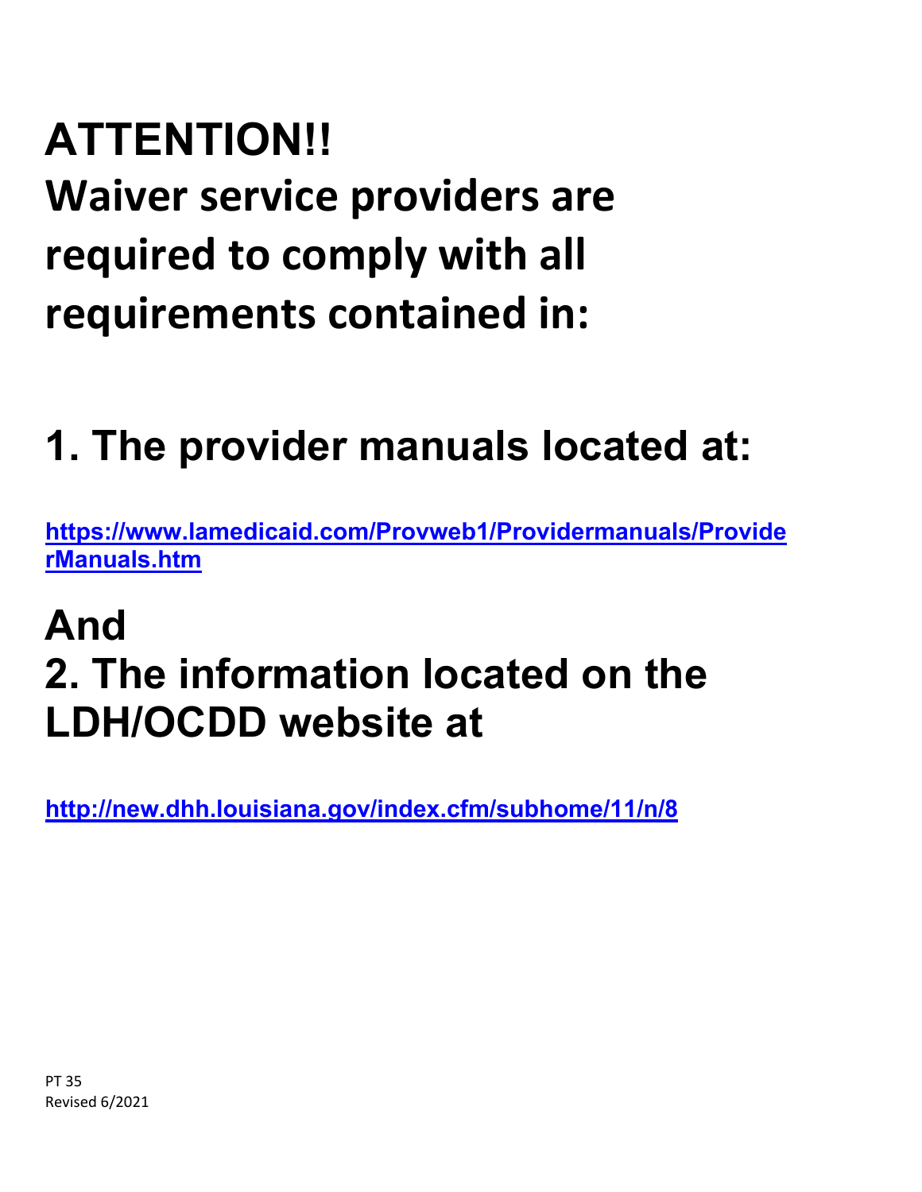# ATTENTION!!

# Waiver service providers are required to comply with all requirements contained in:

## 1. The provider manuals located at:

**https://www.lamedicaid.com/Provweb1/Providermanuals/ProviderManuals.htm**

## And

## 2. The information located on the LDH/OCDD website at

**http://new.dhh.louisiana.gov/index.cfm/subhome/11/n/8**

PT 35
Revised 6/2021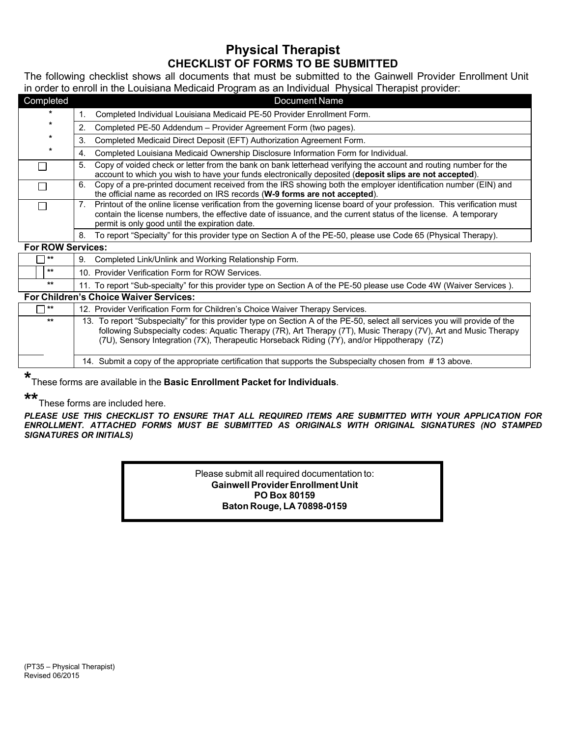# Physical Therapist

## CHECKLIST OF FORMS TO BE SUBMITTED

The following checklist shows all documents that must be submitted to the Gainwell Provider Enrollment Unit in order to enroll in the Louisiana Medicaid Program as an Individual Physical Therapist provider:

| Completed | Document Name |
|---|---|
| * | 1. Completed Individual Louisiana Medicaid PE-50 Provider Enrollment Form. |
| * | 2. Completed PE-50 Addendum – Provider Agreement Form (two pages). |
| * | 3. Completed Medicaid Direct Deposit (EFT) Authorization Agreement Form. |
| * | 4. Completed Louisiana Medicaid Ownership Disclosure Information Form for Individual. |
| ☐ | 5. Copy of voided check or letter from the bank on bank letterhead verifying the account and routing number for the account to which you wish to have your funds electronically deposited (**deposit slips are not accepted**). |
| ☐ | 6. Copy of a pre-printed document received from the IRS showing both the employer identification number (EIN) and the official name as recorded on IRS records (**W-9 forms are not accepted**). |
| ☐ | 7. Printout of the online license verification from the governing license board of your profession. This verification must contain the license numbers, the effective date of issuance, and the current status of the license. A temporary permit is only good until the expiration date. |
| | 8. To report "Specialty" for this provider type on Section A of the PE-50, please use Code 65 (Physical Therapy). |
| **For ROW Services:** | |
| ☐ ** | 9. Completed Link/Unlink and Working Relationship Form. |
| ☐ ** | 10. Provider Verification Form for ROW Services. |
| ** | 11. To report "Sub-specialty" for this provider type on Section A of the PE-50 please use Code 4W (Waiver Services ). |
| **For Children's Choice Waiver Services:** | |
| ☐ ** | 12. Provider Verification Form for Children's Choice Waiver Therapy Services. |
| ** | 13. To report "Subspecialty" for this provider type on Section A of the PE-50, select all services you will provide of the following Subspecialty codes: Aquatic Therapy (7R), Art Therapy (7T), Music Therapy (7V), Art and Music Therapy (7U), Sensory Integration (7X), Therapeutic Horseback Riding (7Y), and/or Hippotherapy (7Z) |
| | 14. Submit a copy of the appropriate certification that supports the Subspecialty chosen from # 13 above. |

*These forms are available in the **Basic Enrollment Packet for Individuals**.

**These forms are included here.

***PLEASE USE THIS CHECKLIST TO ENSURE THAT ALL REQUIRED ITEMS ARE SUBMITTED WITH YOUR APPLICATION FOR ENROLLMENT. ATTACHED FORMS MUST BE SUBMITTED AS ORIGINALS WITH ORIGINAL SIGNATURES (NO STAMPED SIGNATURES OR INITIALS)***

Please submit all required documentation to:
**Gainwell Provider Enrollment Unit**
**PO Box 80159**
**Baton Rouge, LA 70898-0159**

(PT35 – Physical Therapist)
Revised 06/2015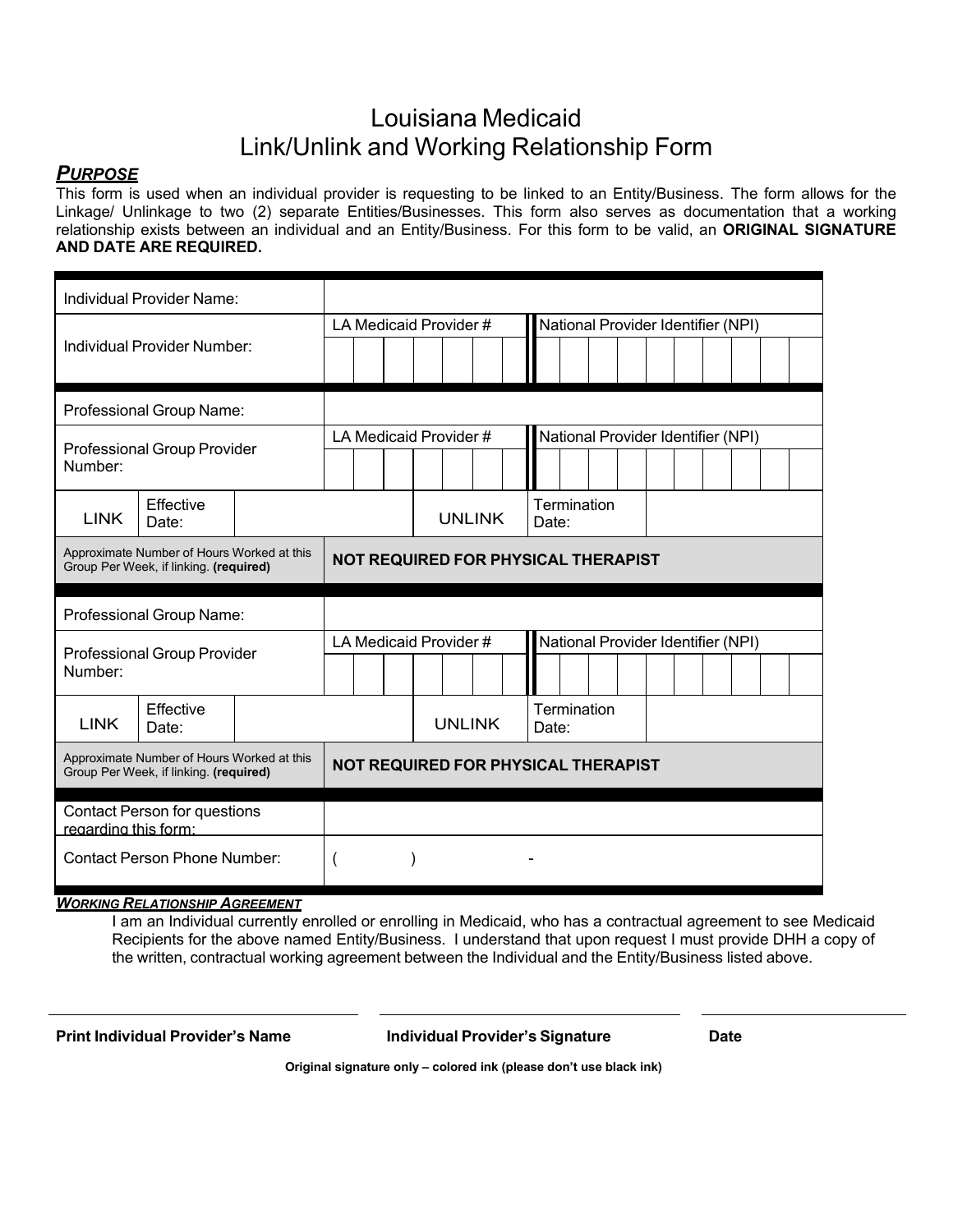# Louisiana Medicaid
# Link/Unlink and Working Relationship Form

## ***PURPOSE***

This form is used when an individual provider is requesting to be linked to an Entity/Business. The form allows for the Linkage/ Unlinkage to two (2) separate Entities/Businesses. This form also serves as documentation that a working relationship exists between an individual and an Entity/Business. For this form to be valid, an **ORIGINAL SIGNATURE AND DATE ARE REQUIRED.**

| Individual Provider Name: | | | | |
|---|---|---|---|---|
| Individual Provider Number: | LA Medicaid Provider # | | National Provider Identifier (NPI) | |

| Professional Group Name: | | | | |
|---|---|---|---|---|
| Professional Group Provider Number: | LA Medicaid Provider # | | National Provider Identifier (NPI) | |
| LINK | Effective Date: | | UNLINK | Termination Date: |
| Approximate Number of Hours Worked at this Group Per Week, if linking. **(required)** | **NOT REQUIRED FOR PHYSICAL THERAPIST** | | | |

| Professional Group Name: | | | | |
|---|---|---|---|---|
| Professional Group Provider Number: | LA Medicaid Provider # | | National Provider Identifier (NPI) | |
| LINK | Effective Date: | | UNLINK | Termination Date: |
| Approximate Number of Hours Worked at this Group Per Week, if linking. **(required)** | **NOT REQUIRED FOR PHYSICAL THERAPIST** | | | |

| Contact Person for questions regarding this form: | |
|---|---|
| Contact Person Phone Number: | ( ) - |

***WORKING RELATIONSHIP AGREEMENT***

I am an Individual currently enrolled or enrolling in Medicaid, who has a contractual agreement to see Medicaid Recipients for the above named Entity/Business. I understand that upon request I must provide DHH a copy of the written, contractual working agreement between the Individual and the Entity/Business listed above.

| **Print Individual Provider's Name** | **Individual Provider's Signature** | **Date** |
|---|---|---|
| | | |

**Original signature only – colored ink (please don't use black ink)**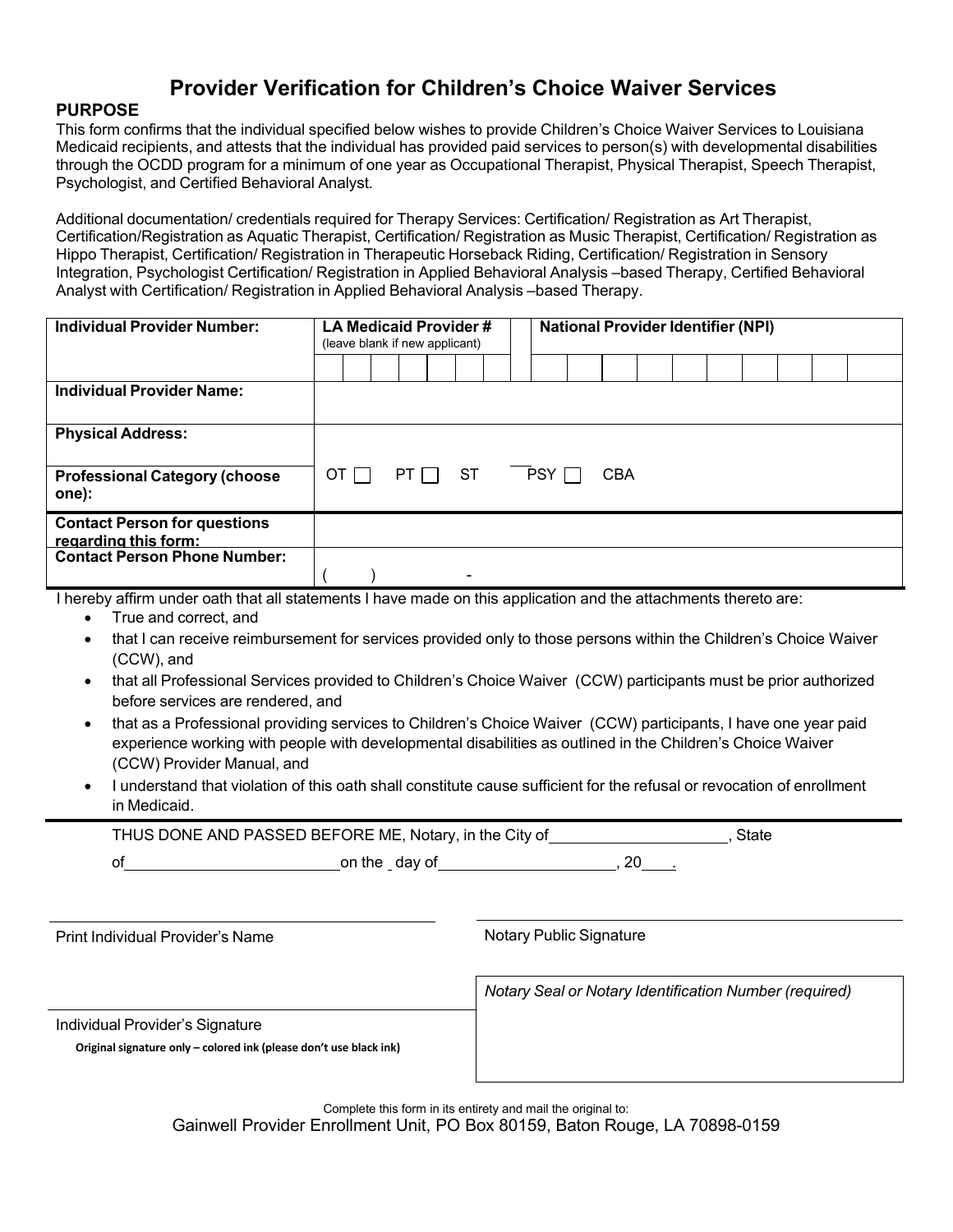# Provider Verification for Children's Choice Waiver Services

## PURPOSE

This form confirms that the individual specified below wishes to provide Children's Choice Waiver Services to Louisiana Medicaid recipients, and attests that the individual has provided paid services to person(s) with developmental disabilities through the OCDD program for a minimum of one year as Occupational Therapist, Physical Therapist, Speech Therapist, Psychologist, and Certified Behavioral Analyst.

Additional documentation/ credentials required for Therapy Services: Certification/ Registration as Art Therapist, Certification/Registration as Aquatic Therapist, Certification/ Registration as Music Therapist, Certification/ Registration as Hippo Therapist, Certification/ Registration in Therapeutic Horseback Riding, Certification/ Registration in Sensory Integration, Psychologist Certification/ Registration in Applied Behavioral Analysis –based Therapy, Certified Behavioral Analyst with Certification/ Registration in Applied Behavioral Analysis –based Therapy.

| Individual Provider Number: | LA Medicaid Provider # (leave blank if new applicant) | National Provider Identifier (NPI) |
|---|---|---|
| | | |
| **Individual Provider Name:** | | |
| **Physical Address:** | | |
| **Professional Category (choose one):** | OT ☐ PT ☐ ST ☐ PSY ☐ CBA | |
| **Contact Person for questions regarding this form:** | | |
| **Contact Person Phone Number:** | ( ) - | |

I hereby affirm under oath that all statements I have made on this application and the attachments thereto are:

- True and correct, and
- that I can receive reimbursement for services provided only to those persons within the Children's Choice Waiver (CCW), and
- that all Professional Services provided to Children's Choice Waiver (CCW) participants must be prior authorized before services are rendered, and
- that as a Professional providing services to Children's Choice Waiver (CCW) participants, I have one year paid experience working with people with developmental disabilities as outlined in the Children's Choice Waiver (CCW) Provider Manual, and
- I understand that violation of this oath shall constitute cause sufficient for the refusal or revocation of enrollment in Medicaid.

THUS DONE AND PASSED BEFORE ME, Notary, in the City of\_\_\_\_\_\_\_\_\_\_\_\_\_\_\_\_\_\_\_\_, State of\_\_\_\_\_\_\_\_\_\_\_\_\_\_\_\_\_\_\_\_\_\_\_\_on the \_ day of\_\_\_\_\_\_\_\_\_\_\_\_\_\_\_\_\_\_\_\_, 20\_\_\_.

\_\_\_\_\_\_\_\_\_\_\_\_\_\_\_\_\_\_\_\_\_\_\_\_\_\_\_\_\_\_
Print Individual Provider's Name

\_\_\_\_\_\_\_\_\_\_\_\_\_\_\_\_\_\_\_\_\_\_\_\_\_\_\_\_\_\_
Notary Public Signature

*Notary Seal or Notary Identification Number (required)*

\_\_\_\_\_\_\_\_\_\_\_\_\_\_\_\_\_\_\_\_\_\_\_\_\_\_\_\_\_\_
Individual Provider's Signature

**Original signature only – colored ink (please don't use black ink)**

Complete this form in its entirety and mail the original to:
Gainwell Provider Enrollment Unit, PO Box 80159, Baton Rouge, LA 70898-0159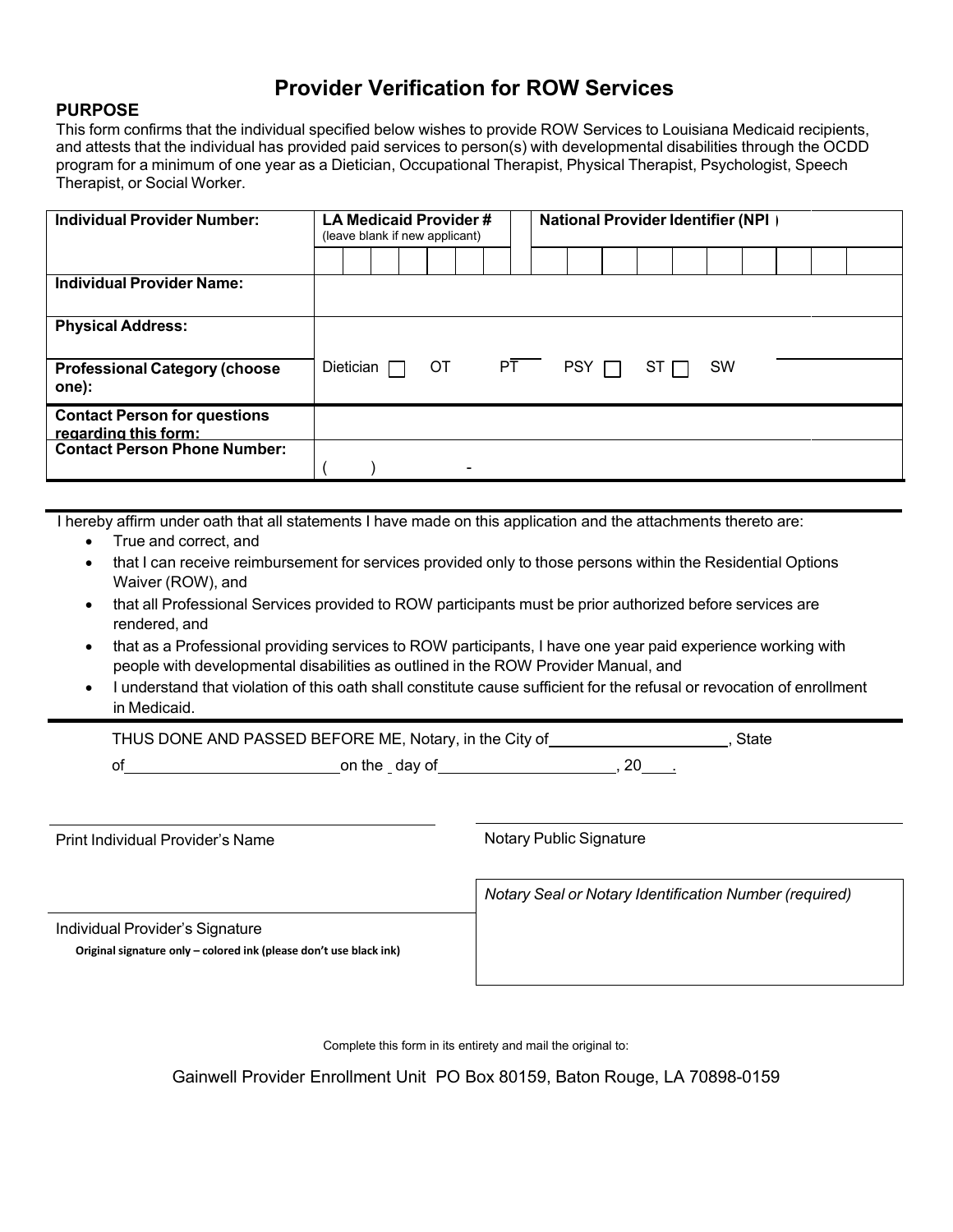# Provider Verification for ROW Services

**PURPOSE**

This form confirms that the individual specified below wishes to provide ROW Services to Louisiana Medicaid recipients, and attests that the individual has provided paid services to person(s) with developmental disabilities through the OCDD program for a minimum of one year as a Dietician, Occupational Therapist, Physical Therapist, Psychologist, Speech Therapist, or Social Worker.

| | | |
|---|---|---|
| **Individual Provider Number:** | **LA Medicaid Provider #** (leave blank if new applicant) | **National Provider Identifier (NPI)** |
| **Individual Provider Name:** | | |
| **Physical Address:** | | |
| **Professional Category (choose one):** | Dietician ☐ OT PT PSY ☐ ST ☐ SW | |
| **Contact Person for questions regarding this form:** | | |
| **Contact Person Phone Number:** | ( ) - | |

I hereby affirm under oath that all statements I have made on this application and the attachments thereto are:

- True and correct, and
- that I can receive reimbursement for services provided only to those persons within the Residential Options Waiver (ROW), and
- that all Professional Services provided to ROW participants must be prior authorized before services are rendered, and
- that as a Professional providing services to ROW participants, I have one year paid experience working with people with developmental disabilities as outlined in the ROW Provider Manual, and
- I understand that violation of this oath shall constitute cause sufficient for the refusal or revocation of enrollment in Medicaid.

THUS DONE AND PASSED BEFORE ME, Notary, in the City of____________________, State of________________________on the _ day of____________________, 20___.

Print Individual Provider's Name

Notary Public Signature

*Notary Seal or Notary Identification Number (required)*

Individual Provider's Signature

**Original signature only – colored ink (please don't use black ink)**

Complete this form in its entirety and mail the original to:

Gainwell Provider Enrollment Unit PO Box 80159, Baton Rouge, LA 70898-0159